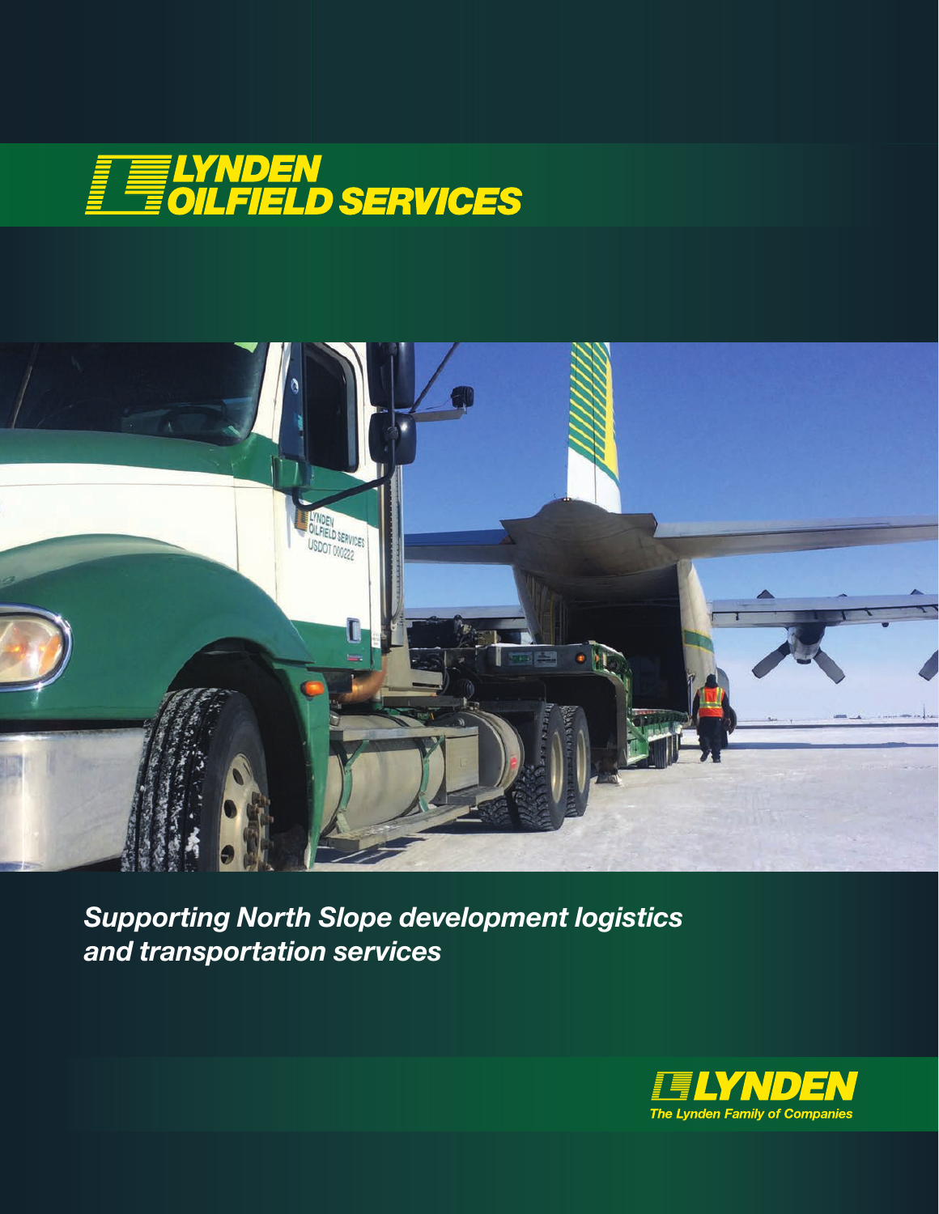# LYNDEN OILFIELD SERVICES

*Supporting North Slope development logistics and transportation services*

**LYNDEN**
*The Lynden Family of Companies*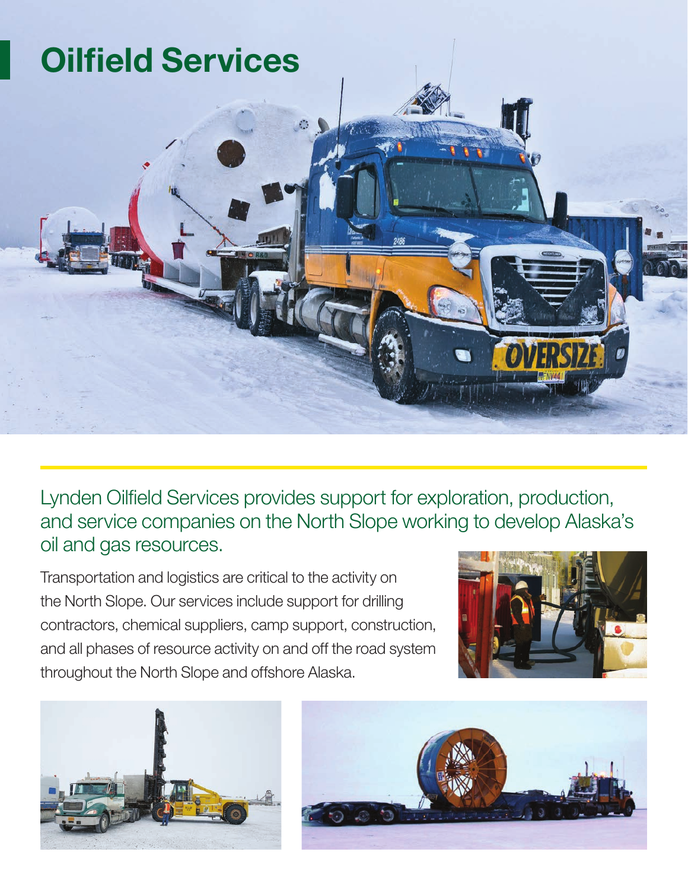# Oilfield Services

Lynden Oilfield Services provides support for exploration, production, and service companies on the North Slope working to develop Alaska's oil and gas resources.

Transportation and logistics are critical to the activity on the North Slope. Our services include support for drilling contractors, chemical suppliers, camp support, construction, and all phases of resource activity on and off the road system throughout the North Slope and offshore Alaska.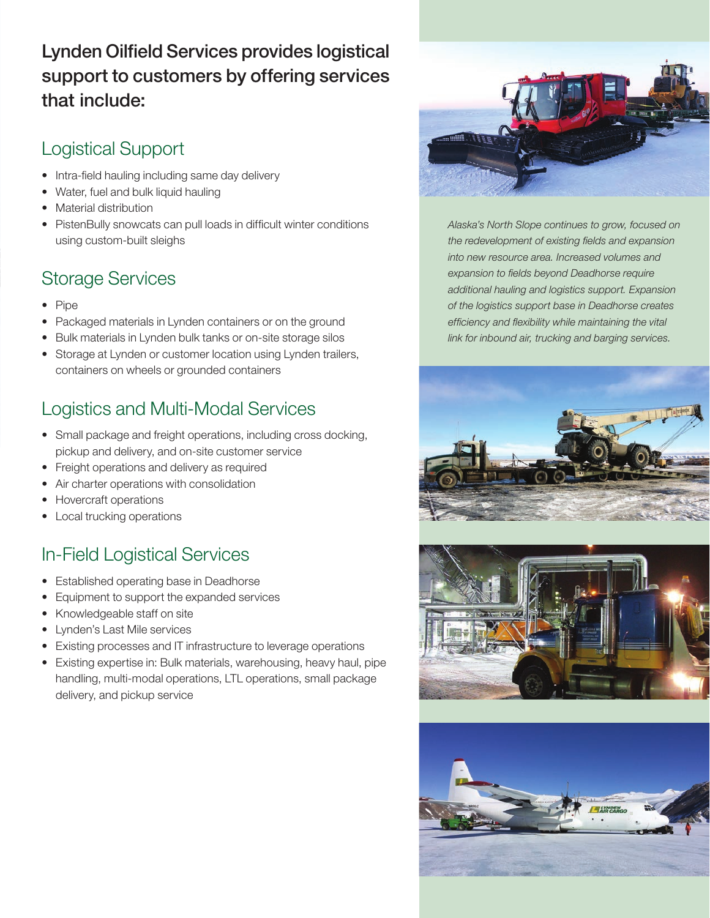## Lynden Oilfield Services provides logistical support to customers by offering services that include:

### Logistical Support

- Intra-field hauling including same day delivery
- Water, fuel and bulk liquid hauling
- Material distribution
- PistenBully snowcats can pull loads in difficult winter conditions using custom-built sleighs

### Storage Services

- Pipe
- Packaged materials in Lynden containers or on the ground
- Bulk materials in Lynden bulk tanks or on-site storage silos
- Storage at Lynden or customer location using Lynden trailers, containers on wheels or grounded containers

### Logistics and Multi-Modal Services

- Small package and freight operations, including cross docking, pickup and delivery, and on-site customer service
- Freight operations and delivery as required
- Air charter operations with consolidation
- Hovercraft operations
- Local trucking operations

### In-Field Logistical Services

- Established operating base in Deadhorse
- Equipment to support the expanded services
- Knowledgeable staff on site
- Lynden's Last Mile services
- Existing processes and IT infrastructure to leverage operations
- Existing expertise in: Bulk materials, warehousing, heavy haul, pipe handling, multi-modal operations, LTL operations, small package delivery, and pickup service

*Alaska's North Slope continues to grow, focused on the redevelopment of existing fields and expansion into new resource area. Increased volumes and expansion to fields beyond Deadhorse require additional hauling and logistics support. Expansion of the logistics support base in Deadhorse creates efficiency and flexibility while maintaining the vital link for inbound air, trucking and barging services.*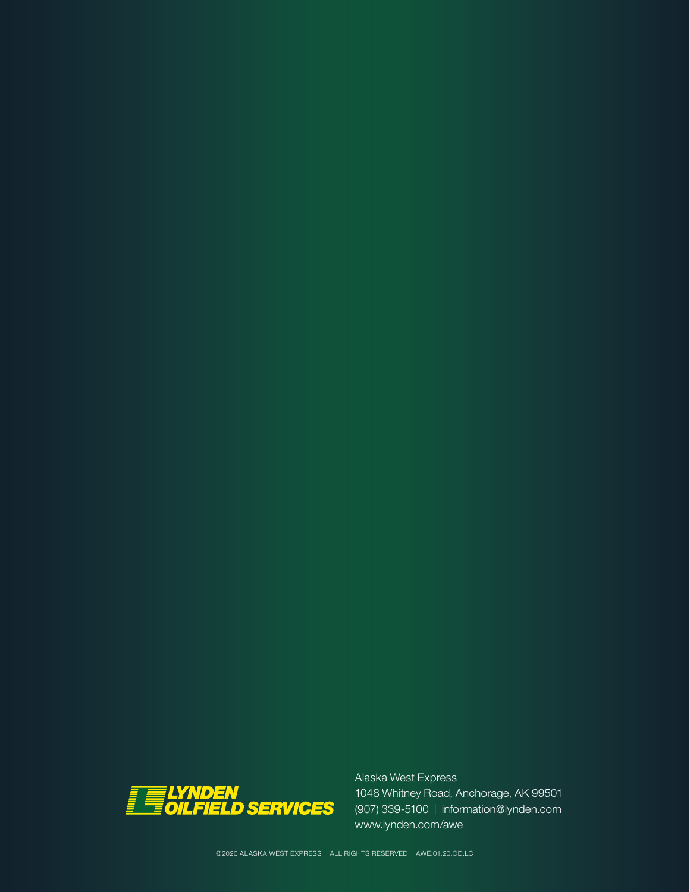LYNDEN OILFIELD SERVICES

Alaska West Express
1048 Whitney Road, Anchorage, AK 99501
(907) 339-5100 | information@lynden.com
www.lynden.com/awe

©2020 ALASKA WEST EXPRESS ALL RIGHTS RESERVED AWE.01.20.OD.LC